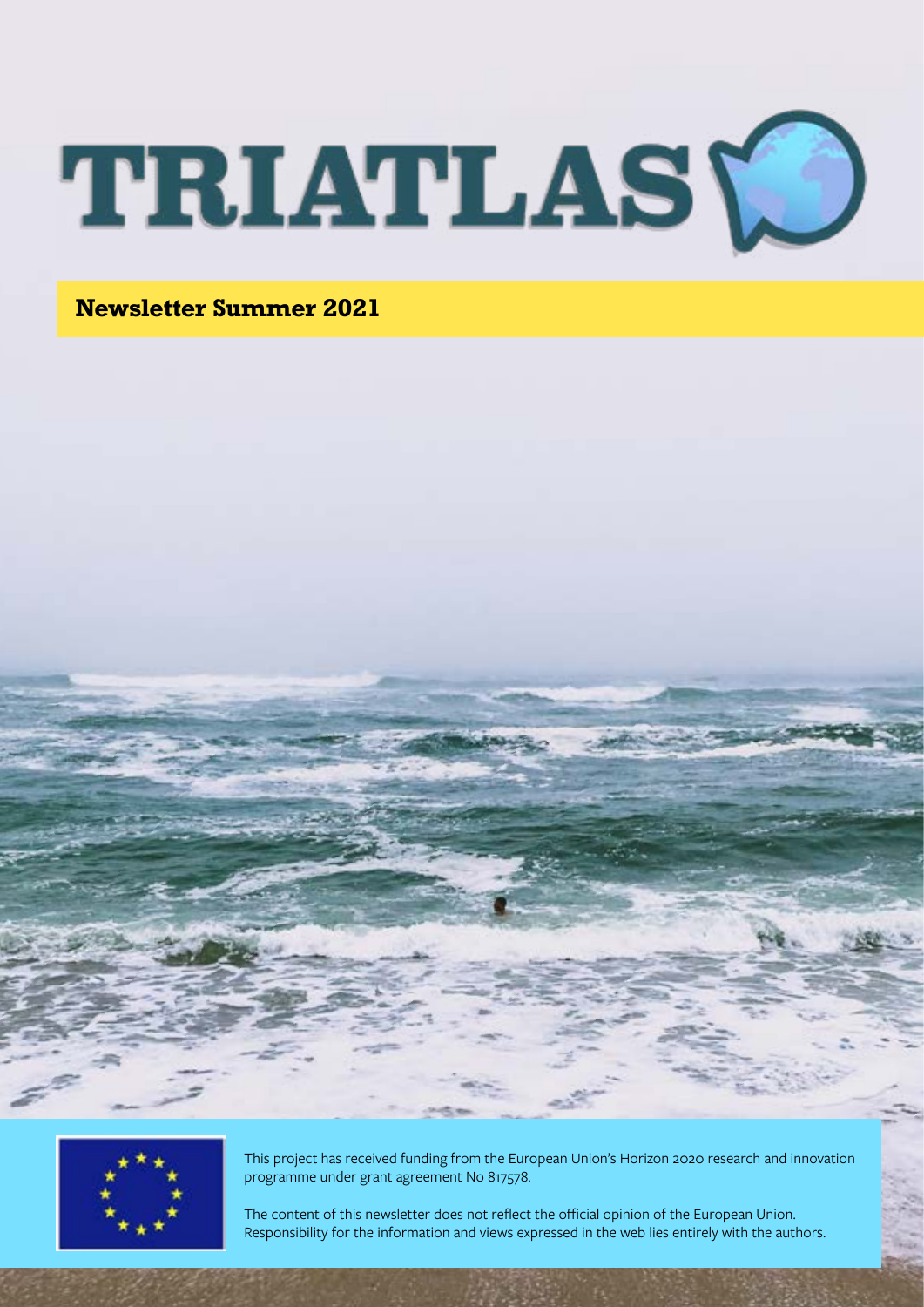# TRIATLAS

## Newsletter Summer 2021

This project has received funding from the European Union's Horizon 2020 research and innovation programme under grant agreement No 817578.

The content of this newsletter does not reflect the official opinion of the European Union. Responsibility for the information and views expressed in the web lies entirely with the authors.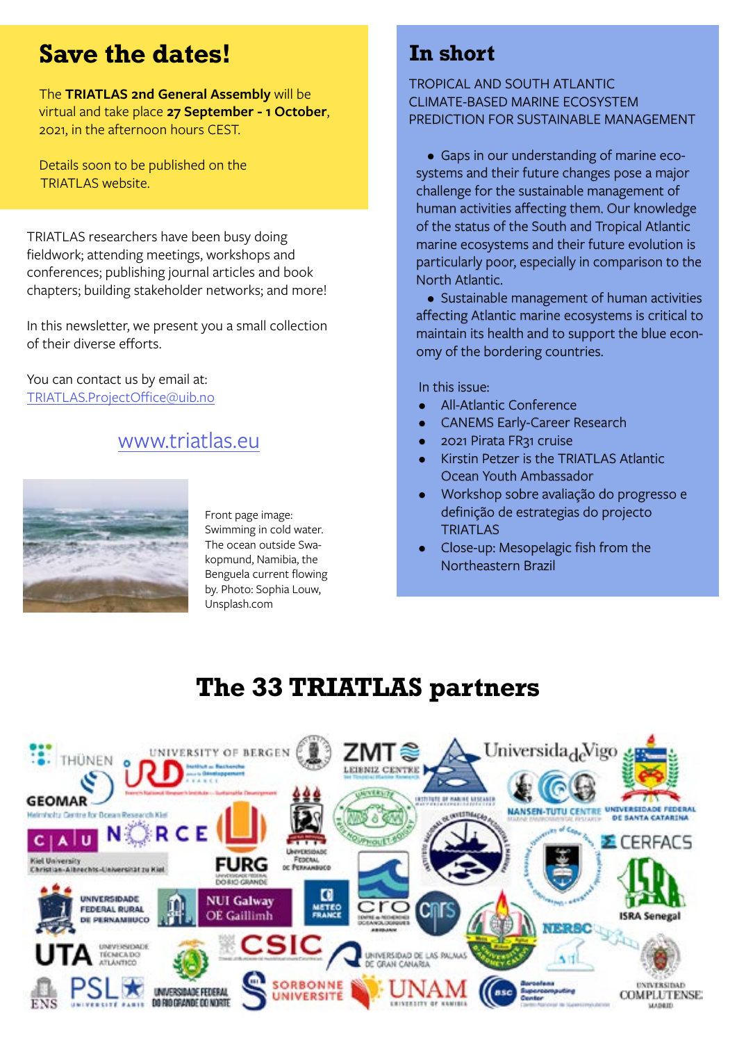## Save the dates!

The **TRIATLAS 2nd General Assembly** will be virtual and take place **27 September - 1 October**, 2021, in the afternoon hours CEST.

Details soon to be published on the TRIATLAS website.

TRIATLAS researchers have been busy doing fieldwork; attending meetings, workshops and conferences; publishing journal articles and book chapters; building stakeholder networks; and more!

In this newsletter, we present you a small collection of their diverse efforts.

You can contact us by email at:
TRIATLAS.ProjectOffice@uib.no

www.triatlas.eu

Front page image: Swimming in cold water. The ocean outside Swakopmund, Namibia, the Benguela current flowing by. Photo: Sophia Louw, Unsplash.com

## In short

TROPICAL AND SOUTH ATLANTIC CLIMATE-BASED MARINE ECOSYSTEM PREDICTION FOR SUSTAINABLE MANAGEMENT

- Gaps in our understanding of marine ecosystems and their future changes pose a major challenge for the sustainable management of human activities affecting them. Our knowledge of the status of the South and Tropical Atlantic marine ecosystems and their future evolution is particularly poor, especially in comparison to the North Atlantic.
- Sustainable management of human activities affecting Atlantic marine ecosystems is critical to maintain its health and to support the blue economy of the bordering countries.

In this issue:

- All-Atlantic Conference
- CANEMS Early-Career Research
- 2021 Pirata FR31 cruise
- Kirstin Petzer is the TRIATLAS Atlantic Ocean Youth Ambassador
- Workshop sobre avaliação do progresso e definição de estrategias do projecto TRIATLAS
- Close-up: Mesopelagic fish from the Northeastern Brazil

## The 33 TRIATLAS partners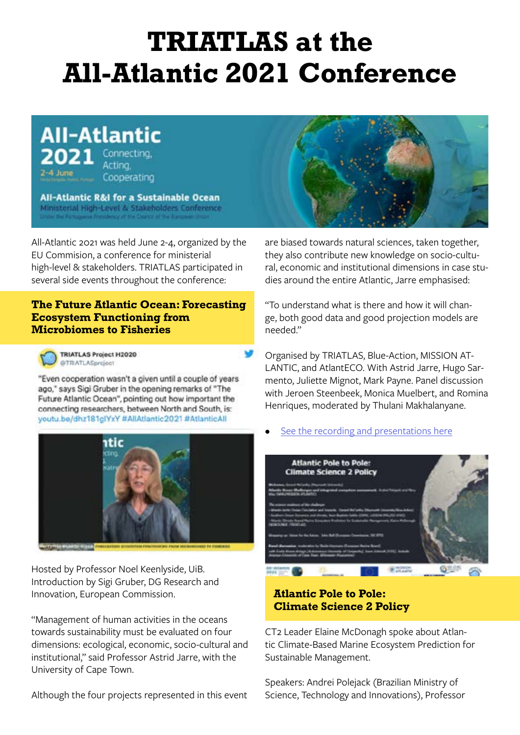# TRIATLAS at the All-Atlantic 2021 Conference

All-Atlantic 2021 was held June 2-4, organized by the EU Commision, a conference for ministerial high-level & stakeholders. TRIATLAS participated in several side events throughout the conference:

## The Future Atlantic Ocean: Forecasting Ecosystem Functioning from Microbiomes to Fisheries

TRIATLAS Project H2020
@TRIATLASproject

"Even cooperation wasn't a given until a couple of years ago," says Sigi Gruber in the opening remarks of "The Future Atlantic Ocean", pointing out how important the connecting researchers, between North and South, is: youtu.be/dhz181glYxY #AllAtlantic2021 #AtlanticAll

Hosted by Professor Noel Keenlyside, UiB. Introduction by Sigi Gruber, DG Research and Innovation, European Commission.

"Management of human activities in the oceans towards sustainability must be evaluated on four dimensions: ecological, economic, socio-cultural and institutional," said Professor Astrid Jarre, with the University of Cape Town.

Although the four projects represented in this event are biased towards natural sciences, taken together, they also contribute new knowledge on socio-cultural, economic and institutional dimensions in case studies around the entire Atlantic, Jarre emphasised:

"To understand what is there and how it will change, both good data and good projection models are needed."

Organised by TRIATLAS, Blue-Action, MISSION ATLANTIC, and AtlantECO. With Astrid Jarre, Hugo Sarmento, Juliette Mignot, Mark Payne. Panel discussion with Jeroen Steenbeek, Monica Muelbert, and Romina Henriques, moderated by Thulani Makhalanyane.

- See the recording and presentations here

## Atlantic Pole to Pole: Climate Science 2 Policy

CT2 Leader Elaine McDonagh spoke about Atlantic Climate-Based Marine Ecosystem Prediction for Sustainable Management.

Speakers: Andrei Polejack (Brazilian Ministry of Science, Technology and Innovations), Professor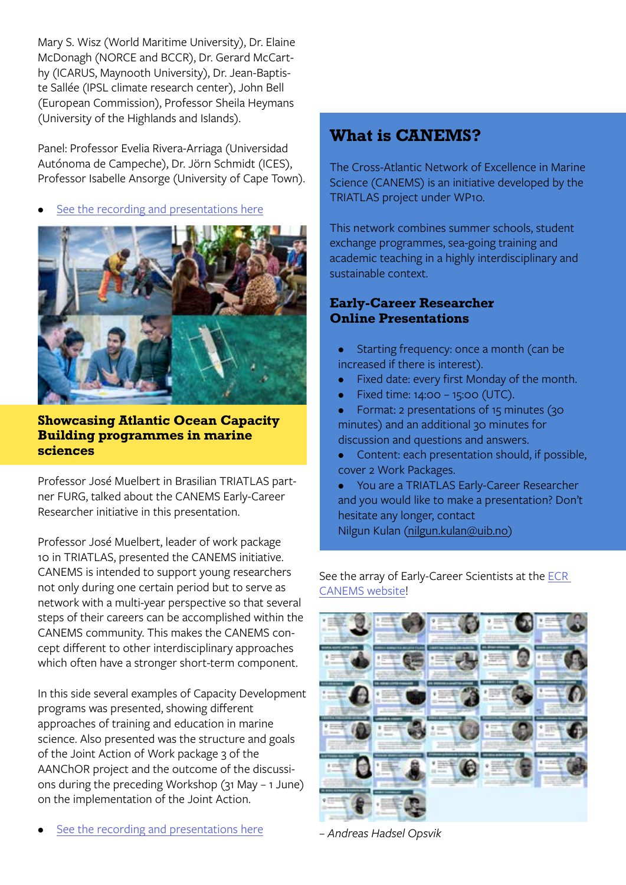Mary S. Wisz (World Maritime University), Dr. Elaine McDonagh (NORCE and BCCR), Dr. Gerard McCarthy (ICARUS, Maynooth University), Dr. Jean-Baptiste Sallée (IPSL climate research center), John Bell (European Commission), Professor Sheila Heymans (University of the Highlands and Islands).

Panel: Professor Evelia Rivera-Arriaga (Universidad Autónoma de Campeche), Dr. Jörn Schmidt (ICES), Professor Isabelle Ansorge (University of Cape Town).

- See the recording and presentations here

## Showcasing Atlantic Ocean Capacity Building programmes in marine sciences

Professor José Muelbert in Brasilian TRIATLAS partner FURG, talked about the CANEMS Early-Career Researcher initiative in this presentation.

Professor José Muelbert, leader of work package 10 in TRIATLAS, presented the CANEMS initiative. CANEMS is intended to support young researchers not only during one certain period but to serve as network with a multi-year perspective so that several steps of their careers can be accomplished within the CANEMS community. This makes the CANEMS concept different to other interdisciplinary approaches which often have a stronger short-term component.

In this side several examples of Capacity Development programs was presented, showing different approaches of training and education in marine science. Also presented was the structure and goals of the Joint Action of Work package 3 of the AANChOR project and the outcome of the discussions during the preceding Workshop (31 May – 1 June) on the implementation of the Joint Action.

- See the recording and presentations here

## What is CANEMS?

The Cross-Atlantic Network of Excellence in Marine Science (CANEMS) is an initiative developed by the TRIATLAS project under WP10.

This network combines summer schools, student exchange programmes, sea-going training and academic teaching in a highly interdisciplinary and sustainable context.

### Early-Career Researcher Online Presentations

- Starting frequency: once a month (can be increased if there is interest).
- Fixed date: every first Monday of the month.
- Fixed time: 14:00 – 15:00 (UTC).
- Format: 2 presentations of 15 minutes (30 minutes) and an additional 30 minutes for discussion and questions and answers.
- Content: each presentation should, if possible, cover 2 Work Packages.
- You are a TRIATLAS Early-Career Researcher and you would like to make a presentation? Don't hesitate any longer, contact Nilgun Kulan (nilgun.kulan@uib.no)

See the array of Early-Career Scientists at the ECR CANEMS website!

*– Andreas Hadsel Opsvik*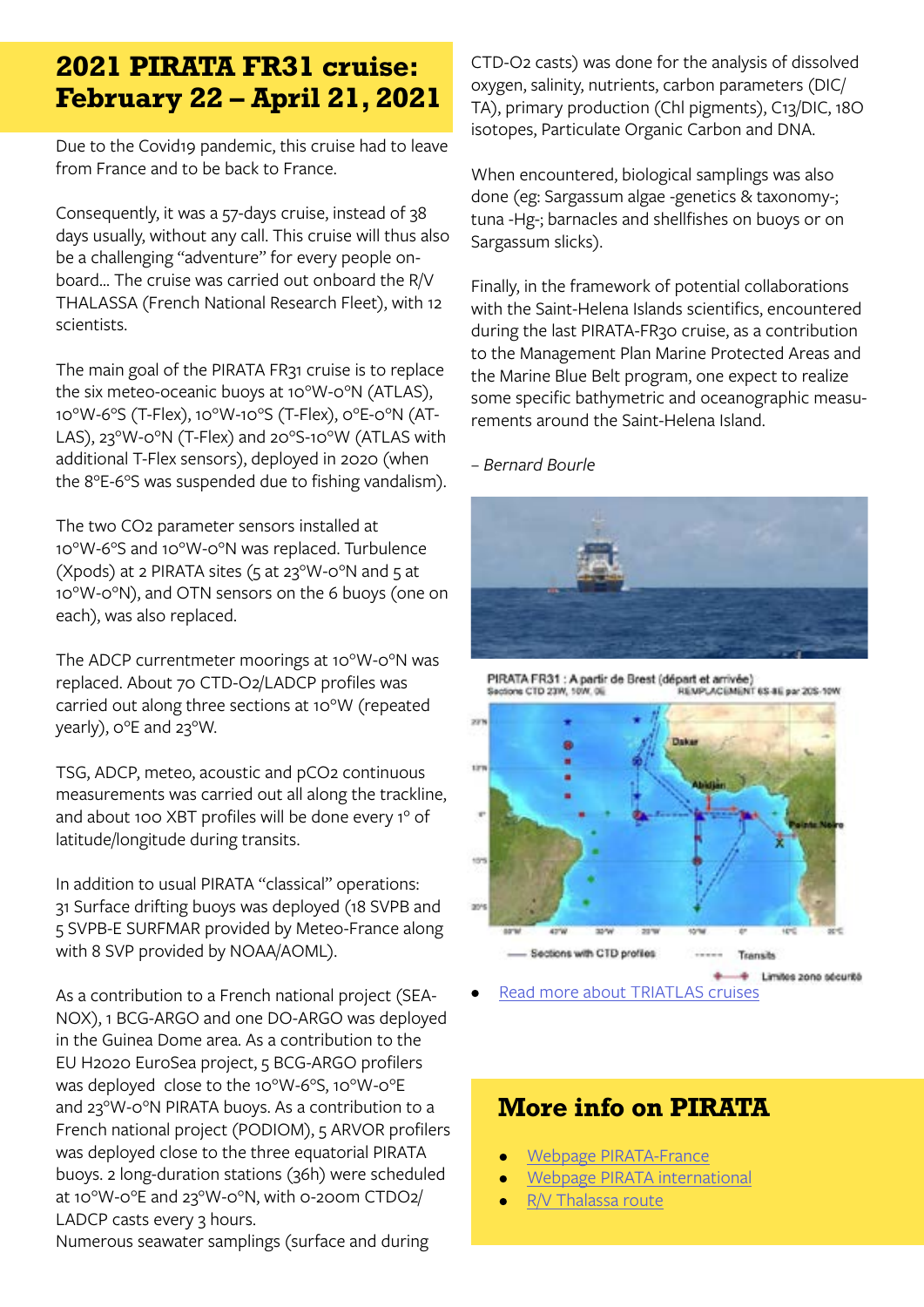## 2021 PIRATA FR31 cruise: February 22 – April 21, 2021

Due to the Covid19 pandemic, this cruise had to leave from France and to be back to France.

Consequently, it was a 57-days cruise, instead of 38 days usually, without any call. This cruise will thus also be a challenging "adventure" for every people on-board... The cruise was carried out onboard the R/V THALASSA (French National Research Fleet), with 12 scientists.

The main goal of the PIRATA FR31 cruise is to replace the six meteo-oceanic buoys at 10°W-0°N (ATLAS), 10°W-6°S (T-Flex), 10°W-10°S (T-Flex), 0°E-0°N (ATLAS), 23°W-0°N (T-Flex) and 20°S-10°W (ATLAS with additional T-Flex sensors), deployed in 2020 (when the 8°E-6°S was suspended due to fishing vandalism).

The two $CO_2$ parameter sensors installed at 10°W-6°S and 10°W-0°N was replaced. Turbulence (Xpods) at 2 PIRATA sites (5 at 23°W-0°N and 5 at 10°W-0°N), and OTN sensors on the 6 buoys (one on each), was also replaced.

The ADCP currentmeter moorings at 10°W-0°N was replaced. About 70 CTD-O2/LADCP profiles was carried out along three sections at 10°W (repeated yearly), 0°E and 23°W.

TSG, ADCP, meteo, acoustic and $pCO_2$ continuous measurements was carried out all along the trackline, and about 100 XBT profiles will be done every 1° of latitude/longitude during transits.

In addition to usual PIRATA "classical" operations: 31 Surface drifting buoys was deployed (18 SVPB and 5 SVPB-E SURFMAR provided by Meteo-France along with 8 SVP provided by NOAA/AOML).

As a contribution to a French national project (SEANOX), 1 BCG-ARGO and one DO-ARGO was deployed in the Guinea Dome area. As a contribution to the EU H2020 EuroSea project, 5 BCG-ARGO profilers was deployed close to the 10°W-6°S, 10°W-0°E and 23°W-0°N PIRATA buoys. As a contribution to a French national project (PODIOM), 5 ARVOR profilers was deployed close to the three equatorial PIRATA buoys. 2 long-duration stations (36h) were scheduled at 10°W-0°E and 23°W-0°N, with 0-200m CTDO2/LADCP casts every 3 hours.

Numerous seawater samplings (surface and during CTD-O2 casts) was done for the analysis of dissolved oxygen, salinity, nutrients, carbon parameters (DIC/TA), primary production (Chl pigments), C13/DIC, 18O isotopes, Particulate Organic Carbon and DNA.

When encountered, biological samplings was also done (eg: Sargassum algae -genetics & taxonomy-; tuna -Hg-; barnacles and shellfishes on buoys or on Sargassum slicks).

Finally, in the framework of potential collaborations with the Saint-Helena Islands scientifics, encountered during the last PIRATA-FR30 cruise, as a contribution to the Management Plan Marine Protected Areas and the Marine Blue Belt program, one expect to realize some specific bathymetric and oceanographic measurements around the Saint-Helena Island.

*– Bernard Bourle*

PIRATA FR31 : A partir de Brest (départ et arrivée)
Sections CTD 23W, 10W, 0E — REMPLACEMENT 6S-8E par 20S-10W

Sections with CTD profiles — Transits — Limites zone sécurité

- [Read more about TRIATLAS cruises]()

## More info on PIRATA

- [Webpage PIRATA-France]()
- [Webpage PIRATA international]()
- [R/V Thalassa route]()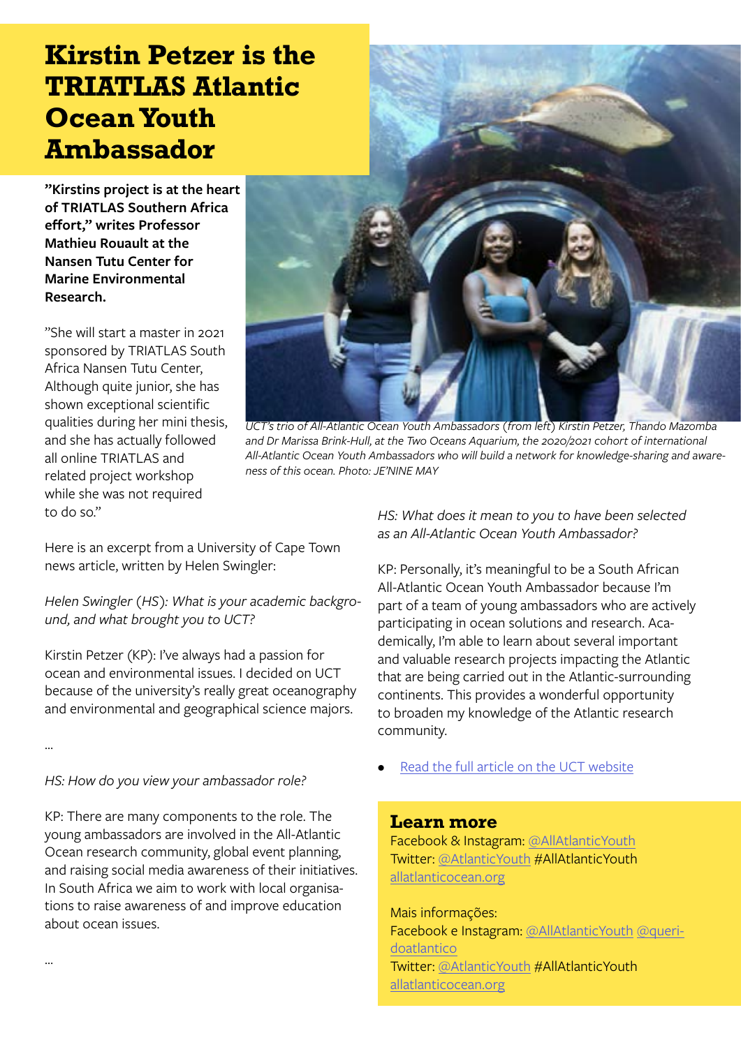# Kirstin Petzer is the TRIATLAS Atlantic Ocean Youth Ambassador

**”Kirstins project is at the heart of TRIATLAS Southern Africa effort,” writes Professor Mathieu Rouault at the Nansen Tutu Center for Marine Environmental Research.**

”She will start a master in 2021 sponsored by TRIATLAS South Africa Nansen Tutu Center, Although quite junior, she has shown exceptional scientific qualities during her mini thesis, and she has actually followed all online TRIATLAS and related project workshop while she was not required to do so.”

*UCT's trio of All-Atlantic Ocean Youth Ambassadors (from left) Kirstin Petzer, Thando Mazomba and Dr Marissa Brink-Hull, at the Two Oceans Aquarium, the 2020/2021 cohort of international All-Atlantic Ocean Youth Ambassadors who will build a network for knowledge-sharing and awareness of this ocean. Photo: JE'NINE MAY*

Here is an excerpt from a University of Cape Town news article, written by Helen Swingler:

*Helen Swingler (HS): What is your academic background, and what brought you to UCT?*

Kirstin Petzer (KP): I've always had a passion for ocean and environmental issues. I decided on UCT because of the university's really great oceanography and environmental and geographical science majors.

...

*HS: How do you view your ambassador role?*

KP: There are many components to the role. The young ambassadors are involved in the All-Atlantic Ocean research community, global event planning, and raising social media awareness of their initiatives. In South Africa we aim to work with local organisations to raise awareness of and improve education about ocean issues.

...

*HS: What does it mean to you to have been selected as an All-Atlantic Ocean Youth Ambassador?*

KP: Personally, it's meaningful to be a South African All-Atlantic Ocean Youth Ambassador because I'm part of a team of young ambassadors who are actively participating in ocean solutions and research. Academically, I'm able to learn about several important and valuable research projects impacting the Atlantic that are being carried out in the Atlantic-surrounding continents. This provides a wonderful opportunity to broaden my knowledge of the Atlantic research community.

- Read the full article on the UCT website

## Learn more

Facebook & Instagram: @AllAtlanticYouth
Twitter: @AtlanticYouth #AllAtlanticYouth
allatlanticocean.org

Mais informações:
Facebook e Instagram: @AllAtlanticYouth @queridoatlantico
Twitter: @AtlanticYouth #AllAtlanticYouth
allatlanticocean.org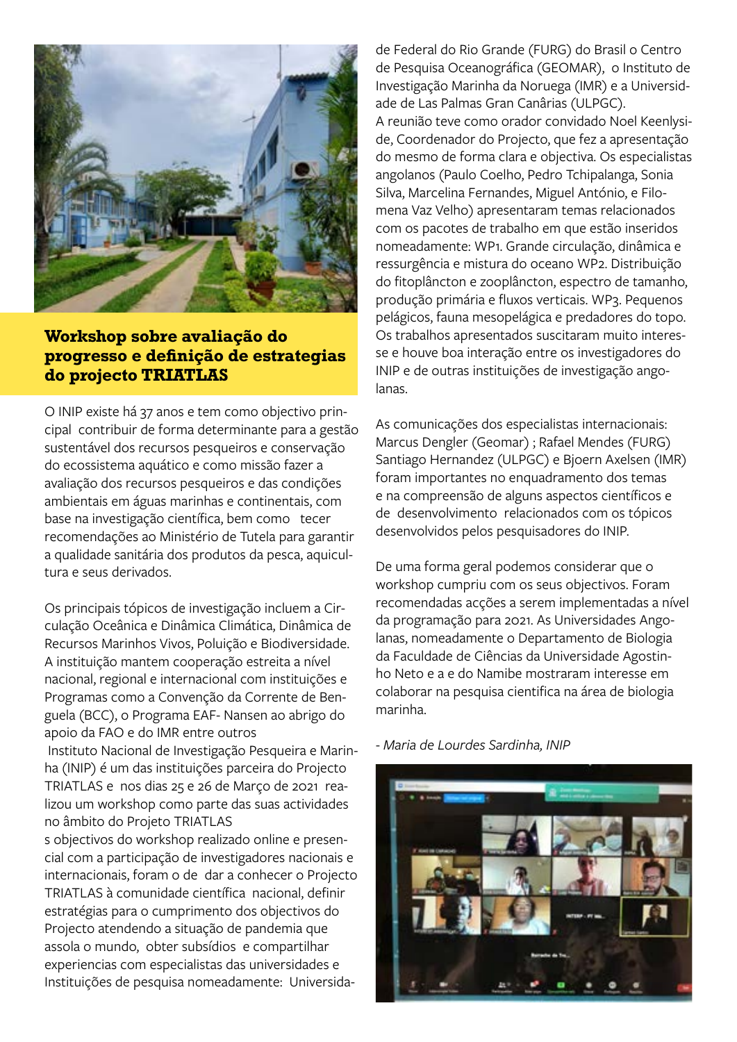## Workshop sobre avaliação do progresso e definição de estrategias do projecto TRIATLAS

O INIP existe há 37 anos e tem como objectivo principal contribuir de forma determinante para a gestão sustentável dos recursos pesqueiros e conservação do ecossistema aquático e como missão fazer a avaliação dos recursos pesqueiros e das condições ambientais em águas marinhas e continentais, com base na investigação científica, bem como tecer recomendações ao Ministério de Tutela para garantir a qualidade sanitária dos produtos da pesca, aquicultura e seus derivados.

Os principais tópicos de investigação incluem a Circulação Oceânica e Dinâmica Climática, Dinâmica de Recursos Marinhos Vivos, Poluição e Biodiversidade. A instituição mantem cooperação estreita a nível nacional, regional e internacional com instituições e Programas como a Convenção da Corrente de Benguela (BCC), o Programa EAF- Nansen ao abrigo do apoio da FAO e do IMR entre outros

Instituto Nacional de Investigação Pesqueira e Marinha (INIP) é um das instituições parceira do Projecto TRIATLAS e nos dias 25 e 26 de Março de 2021 realizou um workshop como parte das suas actividades no âmbito do Projeto TRIATLAS

s objectivos do workshop realizado online e presencial com a participação de investigadores nacionais e internacionais, foram o de dar a conhecer o Projecto TRIATLAS à comunidade científica nacional, definir estratégias para o cumprimento dos objectivos do Projecto atendendo a situação de pandemia que assola o mundo, obter subsídios e compartilhar experiencias com especialistas das universidades e Instituições de pesquisa nomeadamente: Universidade de Federal do Rio Grande (FURG) do Brasil o Centro de Pesquisa Oceanográfica (GEOMAR), o Instituto de Investigação Marinha da Noruega (IMR) e a Universidade de Las Palmas Gran Canârias (ULPGC).

A reunião teve como orador convidado Noel Keenlyside, Coordenador do Projecto, que fez a apresentação do mesmo de forma clara e objectiva. Os especialistas angolanos (Paulo Coelho, Pedro Tchipalanga, Sonia Silva, Marcelina Fernandes, Miguel António, e Filomena Vaz Velho) apresentaram temas relacionados com os pacotes de trabalho em que estão inseridos nomeadamente: WP1. Grande circulação, dinâmica e ressurgência e mistura do oceano WP2. Distribuição do fitoplâncton e zooplâncton, espectro de tamanho, produção primária e fluxos verticais. WP3. Pequenos pelágicos, fauna mesopelágica e predadores do topo. Os trabalhos apresentados suscitaram muito interesse e houve boa interação entre os investigadores do INIP e de outras instituições de investigação angolanas.

As comunicações dos especialistas internacionais: Marcus Dengler (Geomar) ; Rafael Mendes (FURG) Santiago Hernandez (ULPGC) e Bjoern Axelsen (IMR) foram importantes no enquadramento dos temas e na compreensão de alguns aspectos científicos e de desenvolvimento relacionados com os tópicos desenvolvidos pelos pesquisadores do INIP.

De uma forma geral podemos considerar que o workshop cumpriu com os seus objectivos. Foram recomendadas acções a serem implementadas a nível da programação para 2021. As Universidades Angolanas, nomeadamente o Departamento de Biologia da Faculdade de Ciências da Universidade Agostinho Neto e a e do Namibe mostraram interesse em colaborar na pesquisa cientifica na área de biologia marinha.

*- Maria de Lourdes Sardinha, INIP*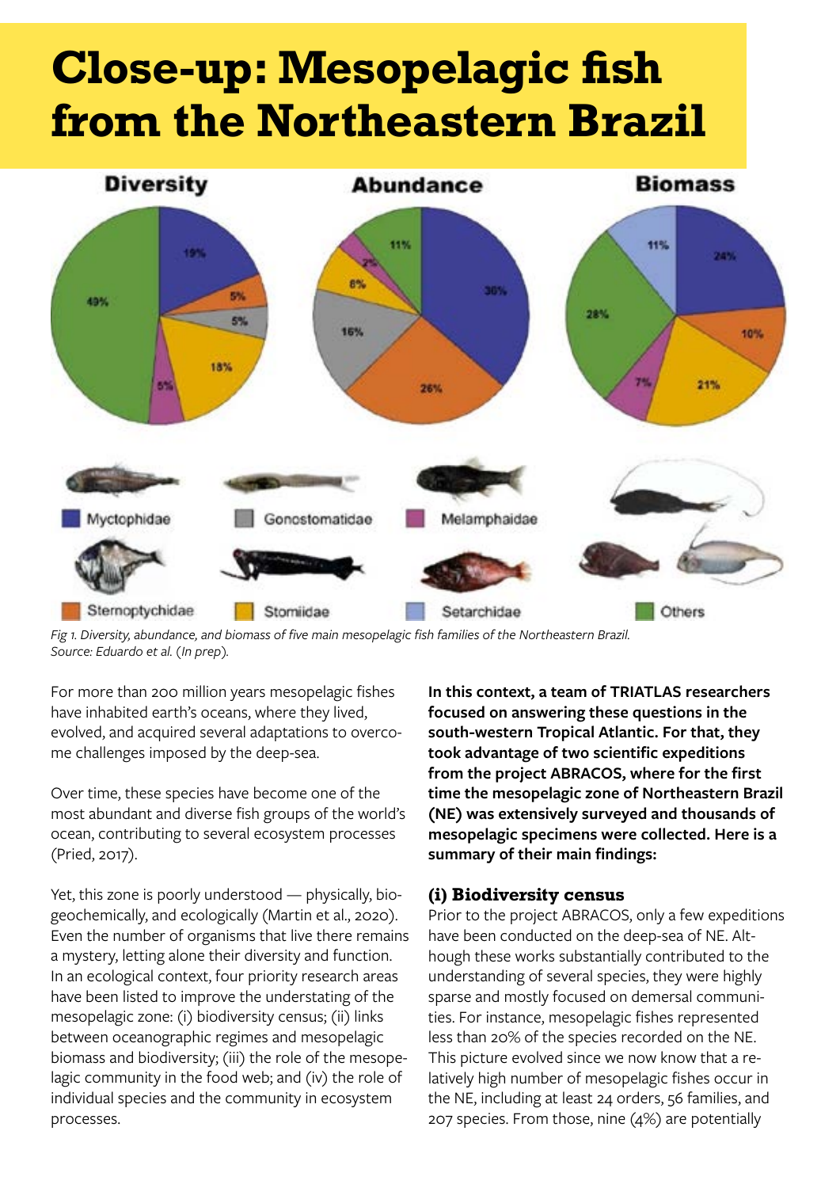# Close-up: Mesopelagic fish from the Northeastern Brazil

Fig 1. Diversity, abundance, and biomass of five main mesopelagic fish families of the Northeastern Brazil. Source: Eduardo et al. (*In prep*).

For more than 200 million years mesopelagic fishes have inhabited earth's oceans, where they lived, evolved, and acquired several adaptations to overcome challenges imposed by the deep-sea.

Over time, these species have become one of the most abundant and diverse fish groups of the world's ocean, contributing to several ecosystem processes (Pried, 2017).

Yet, this zone is poorly understood — physically, biogeochemically, and ecologically (Martin et al., 2020). Even the number of organisms that live there remains a mystery, letting alone their diversity and function. In an ecological context, four priority research areas have been listed to improve the understating of the mesopelagic zone: (i) biodiversity census; (ii) links between oceanographic regimes and mesopelagic biomass and biodiversity; (iii) the role of the mesopelagic community in the food web; and (iv) the role of individual species and the community in ecosystem processes.

**In this context, a team of TRIATLAS researchers focused on answering these questions in the south-western Tropical Atlantic. For that, they took advantage of two scientific expeditions from the project ABRACOS, where for the first time the mesopelagic zone of Northeastern Brazil (NE) was extensively surveyed and thousands of mesopelagic specimens were collected. Here is a summary of their main findings:**

### (i) Biodiversity census

Prior to the project ABRACOS, only a few expeditions have been conducted on the deep-sea of NE. Although these works substantially contributed to the understanding of several species, they were highly sparse and mostly focused on demersal communities. For instance, mesopelagic fishes represented less than 20% of the species recorded on the NE. This picture evolved since we now know that a relatively high number of mesopelagic fishes occur in the NE, including at least 24 orders, 56 families, and 207 species. From those, nine (4%) are potentially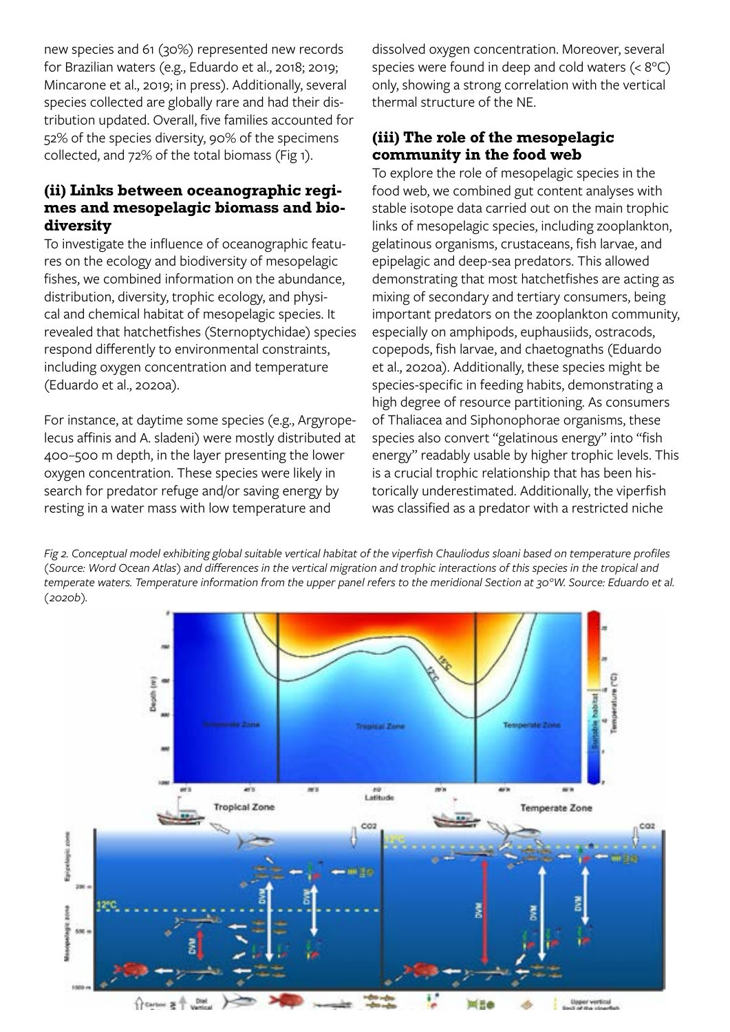new species and 61 (30%) represented new records for Brazilian waters (e.g., Eduardo et al., 2018; 2019; Mincarone et al., 2019; in press). Additionally, several species collected are globally rare and had their distribution updated. Overall, five families accounted for 52% of the species diversity, 90% of the specimens collected, and 72% of the total biomass (Fig 1).

### (ii) Links between oceanographic regimes and mesopelagic biomass and biodiversity

To investigate the influence of oceanographic features on the ecology and biodiversity of mesopelagic fishes, we combined information on the abundance, distribution, diversity, trophic ecology, and physical and chemical habitat of mesopelagic species. It revealed that hatchetfishes (Sternoptychidae) species respond differently to environmental constraints, including oxygen concentration and temperature (Eduardo et al., 2020a).

For instance, at daytime some species (e.g., Argyropelecus affinis and A. sladeni) were mostly distributed at 400–500 m depth, in the layer presenting the lower oxygen concentration. These species were likely in search for predator refuge and/or saving energy by resting in a water mass with low temperature and dissolved oxygen concentration. Moreover, several species were found in deep and cold waters (< 8°C) only, showing a strong correlation with the vertical thermal structure of the NE.

### (iii) The role of the mesopelagic community in the food web

To explore the role of mesopelagic species in the food web, we combined gut content analyses with stable isotope data carried out on the main trophic links of mesopelagic species, including zooplankton, gelatinous organisms, crustaceans, fish larvae, and epipelagic and deep-sea predators. This allowed demonstrating that most hatchetfishes are acting as mixing of secondary and tertiary consumers, being important predators on the zooplankton community, especially on amphipods, euphausiids, ostracods, copepods, fish larvae, and chaetognaths (Eduardo et al., 2020a). Additionally, these species might be species-specific in feeding habits, demonstrating a high degree of resource partitioning. As consumers of Thaliacea and Siphonophorae organisms, these species also convert "gelatinous energy" into "fish energy" readably usable by higher trophic levels. This is a crucial trophic relationship that has been historically underestimated. Additionally, the viperfish was classified as a predator with a restricted niche

*Fig 2. Conceptual model exhibiting global suitable vertical habitat of the viperfish Chauliodus sloani based on temperature profiles (Source: Word Ocean Atlas) and differences in the vertical migration and trophic interactions of this species in the tropical and temperate waters. Temperature information from the upper panel refers to the meridional Section at 30°W. Source: Eduardo et al. (2020b).*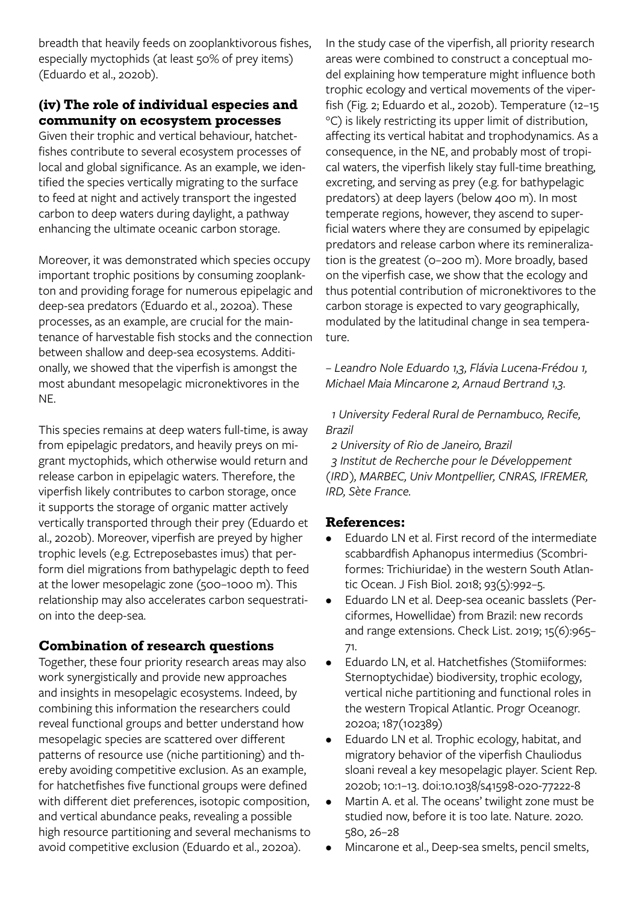breadth that heavily feeds on zooplanktivorous fishes, especially myctophids (at least 50% of prey items) (Eduardo et al., 2020b).

### (iv) The role of individual especies and community on ecosystem processes

Given their trophic and vertical behaviour, hatchetfishes contribute to several ecosystem processes of local and global significance. As an example, we identified the species vertically migrating to the surface to feed at night and actively transport the ingested carbon to deep waters during daylight, a pathway enhancing the ultimate oceanic carbon storage.

Moreover, it was demonstrated which species occupy important trophic positions by consuming zooplankton and providing forage for numerous epipelagic and deep-sea predators (Eduardo et al., 2020a). These processes, as an example, are crucial for the maintenance of harvestable fish stocks and the connection between shallow and deep-sea ecosystems. Additionally, we showed that the viperfish is amongst the most abundant mesopelagic micronektivores in the NE.

This species remains at deep waters full-time, is away from epipelagic predators, and heavily preys on migrant myctophids, which otherwise would return and release carbon in epipelagic waters. Therefore, the viperfish likely contributes to carbon storage, once it supports the storage of organic matter actively vertically transported through their prey (Eduardo et al., 2020b). Moreover, viperfish are preyed by higher trophic levels (e.g. Ectreposebastes imus) that perform diel migrations from bathypelagic depth to feed at the lower mesopelagic zone (500–1000 m). This relationship may also accelerates carbon sequestration into the deep-sea.

## Combination of research questions

Together, these four priority research areas may also work synergistically and provide new approaches and insights in mesopelagic ecosystems. Indeed, by combining this information the researchers could reveal functional groups and better understand how mesopelagic species are scattered over different patterns of resource use (niche partitioning) and thereby avoiding competitive exclusion. As an example, for hatchetfishes five functional groups were defined with different diet preferences, isotopic composition, and vertical abundance peaks, revealing a possible high resource partitioning and several mechanisms to avoid competitive exclusion (Eduardo et al., 2020a).

In the study case of the viperfish, all priority research areas were combined to construct a conceptual model explaining how temperature might influence both trophic ecology and vertical movements of the viperfish (Fig. 2; Eduardo et al., 2020b). Temperature (12–15 °C) is likely restricting its upper limit of distribution, affecting its vertical habitat and trophodynamics. As a consequence, in the NE, and probably most of tropical waters, the viperfish likely stay full-time breathing, excreting, and serving as prey (e.g. for bathypelagic predators) at deep layers (below 400 m). In most temperate regions, however, they ascend to superficial waters where they are consumed by epipelagic predators and release carbon where its remineralization is the greatest (0–200 m). More broadly, based on the viperfish case, we show that the ecology and thus potential contribution of micronektivores to the carbon storage is expected to vary geographically, modulated by the latitudinal change in sea temperature.

*– Leandro Nole Eduardo 1,3, Flávia Lucena-Frédou 1, Michael Maia Mincarone 2, Arnaud Bertrand 1,3.*

*1 University Federal Rural de Pernambuco, Recife, Brazil*
*2 University of Rio de Janeiro, Brazil*
*3 Institut de Recherche pour le Développement (IRD), MARBEC, Univ Montpellier, CNRAS, IFREMER, IRD, Sète France.*

## References:

- Eduardo LN et al. First record of the intermediate scabbardfish Aphanopus intermedius (Scombriformes: Trichiuridae) in the western South Atlantic Ocean. J Fish Biol. 2018; 93(5):992–5.
- Eduardo LN et al. Deep-sea oceanic basslets (Perciformes, Howellidae) from Brazil: new records and range extensions. Check List. 2019; 15(6):965–71.
- Eduardo LN, et al. Hatchetfishes (Stomiiformes: Sternoptychidae) biodiversity, trophic ecology, vertical niche partitioning and functional roles in the western Tropical Atlantic. Progr Oceanogr. 2020a; 187(102389)
- Eduardo LN et al. Trophic ecology, habitat, and migratory behavior of the viperfish Chauliodus sloani reveal a key mesopelagic player. Scient Rep. 2020b; 10:1–13. doi:10.1038/s41598-020-77222-8
- Martin A. et al. The oceans' twilight zone must be studied now, before it is too late. Nature. 2020. 580, 26–28
- Mincarone et al., Deep-sea smelts, pencil smelts,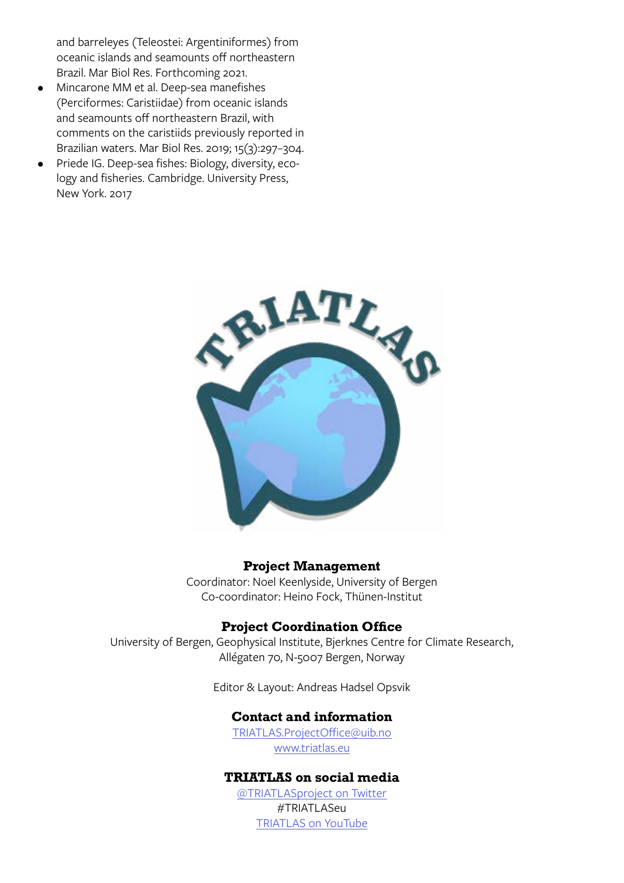and barreleyes (Teleostei: Argentiniformes) from oceanic islands and seamounts off northeastern Brazil. Mar Biol Res. Forthcoming 2021.

- Mincarone MM et al. Deep-sea manefishes (Perciformes: Caristiidae) from oceanic islands and seamounts off northeastern Brazil, with comments on the caristiids previously reported in Brazilian waters. Mar Biol Res. 2019; 15(3):297–304.
- Priede IG. Deep-sea fishes: Biology, diversity, ecology and fisheries. Cambridge. University Press, New York. 2017

**Project Management**

Coordinator: Noel Keenlyside, University of Bergen
Co-coordinator: Heino Fock, Thünen-Institut

**Project Coordination Office**

University of Bergen, Geophysical Institute, Bjerknes Centre for Climate Research, Allégaten 70, N-5007 Bergen, Norway

Editor & Layout: Andreas Hadsel Opsvik

**Contact and information**

TRIATLAS.ProjectOffice@uib.no
www.triatlas.eu

**TRIATLAS on social media**

@TRIATLASproject on Twitter
#TRIATLASeu
TRIATLAS on YouTube